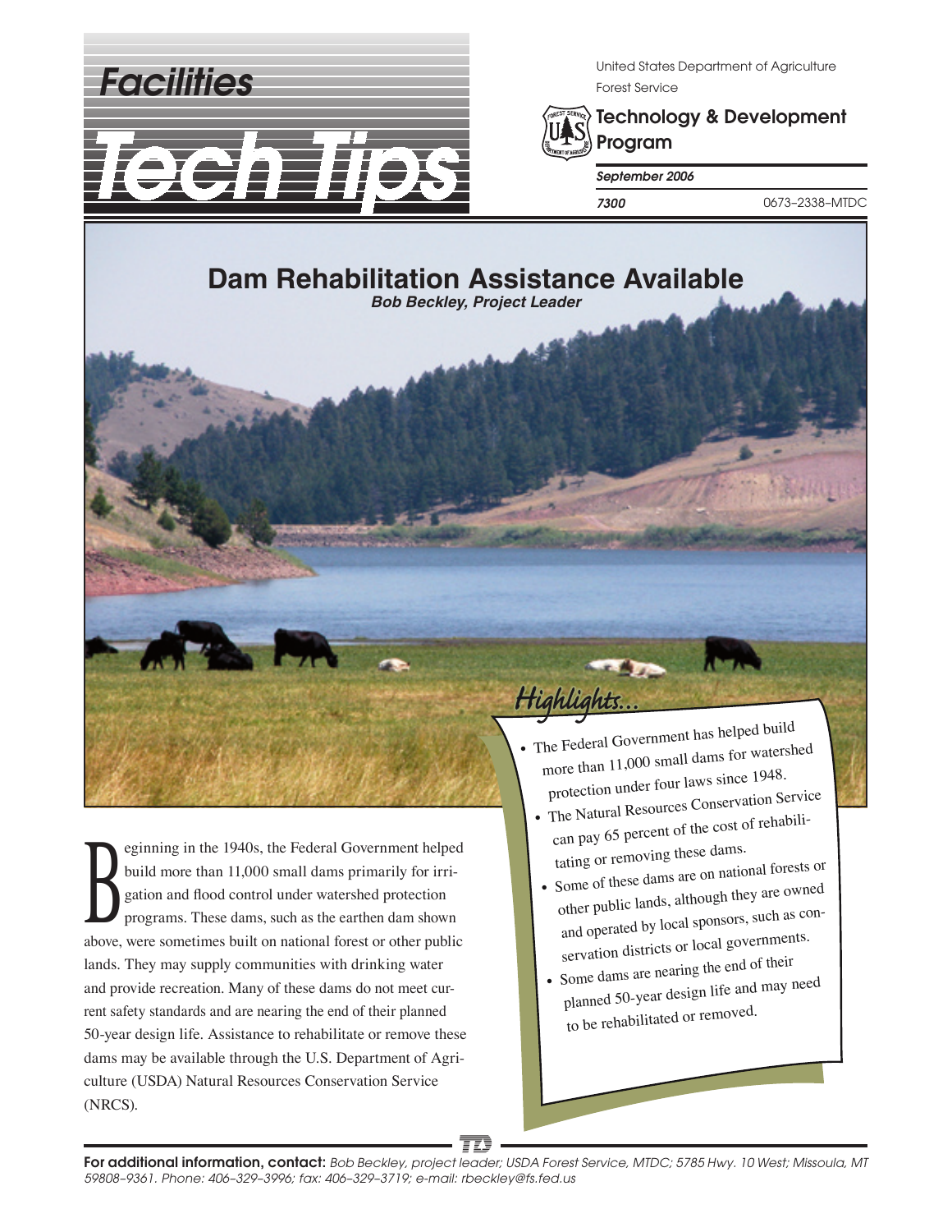# Facilities Tech Tips

United States Department of Agriculture
Forest Service

**Technology & Development Program**

*September 2006*

*7300* 0673–2338–MTDC

# Dam Rehabilitation Assistance Available

***Bob Beckley, Project Leader***

## Highlights...

- The Federal Government has helped build more than 11,000 small dams for watershed protection under four laws since 1948.
- The Natural Resources Conservation Service can pay 65 percent of the cost of rehabilitating or removing these dams.
- Some of these dams are on national forests or other public lands, although they are owned and operated by local sponsors, such as conservation districts or local governments.
- Some dams are nearing the end of their planned 50-year design life and may need to be rehabilitated or removed.

Beginning in the 1940s, the Federal Government helped build more than 11,000 small dams primarily for irrigation and flood control under watershed protection programs. These dams, such as the earthen dam shown above, were sometimes built on national forest or other public lands. They may supply communities with drinking water and provide recreation. Many of these dams do not meet current safety standards and are nearing the end of their planned 50-year design life. Assistance to rehabilitate or remove these dams may be available through the U.S. Department of Agriculture (USDA) Natural Resources Conservation Service (NRCS).

**For additional information, contact:** *Bob Beckley, project leader; USDA Forest Service, MTDC; 5785 Hwy. 10 West; Missoula, MT 59808–9361. Phone: 406–329–3996; fax: 406–329–3719; e-mail: rbeckley@fs.fed.us*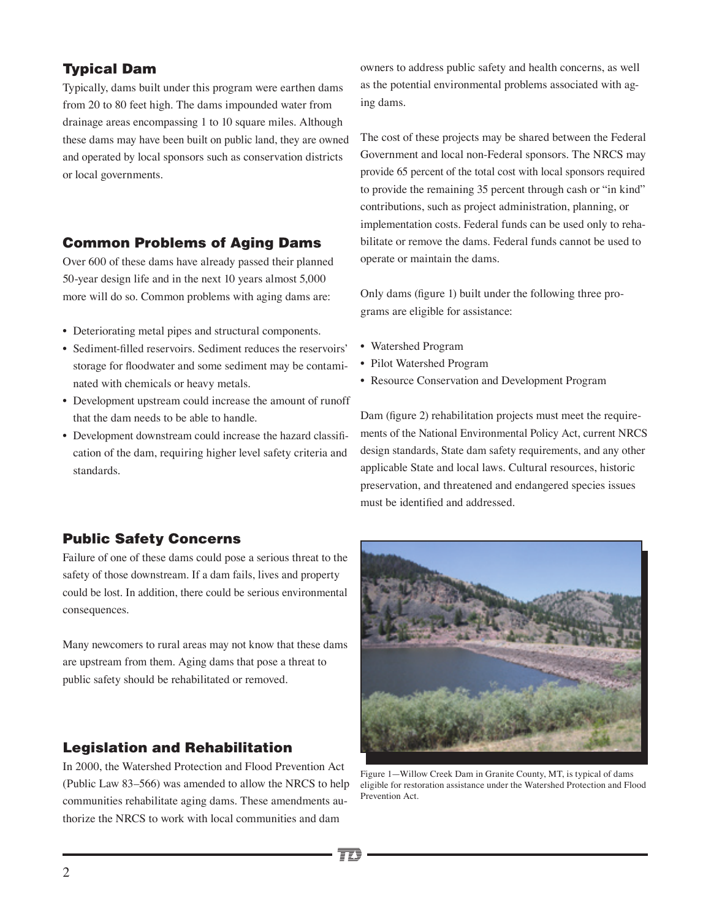### Typical Dam

Typically, dams built under this program were earthen dams from 20 to 80 feet high. The dams impounded water from drainage areas encompassing 1 to 10 square miles. Although these dams may have been built on public land, they are owned and operated by local sponsors such as conservation districts or local governments.

### Common Problems of Aging Dams

Over 600 of these dams have already passed their planned 50-year design life and in the next 10 years almost 5,000 more will do so. Common problems with aging dams are:

- Deteriorating metal pipes and structural components.
- Sediment-filled reservoirs. Sediment reduces the reservoirs' storage for floodwater and some sediment may be contaminated with chemicals or heavy metals.
- Development upstream could increase the amount of runoff that the dam needs to be able to handle.
- Development downstream could increase the hazard classification of the dam, requiring higher level safety criteria and standards.

### Public Safety Concerns

Failure of one of these dams could pose a serious threat to the safety of those downstream. If a dam fails, lives and property could be lost. In addition, there could be serious environmental consequences.

Many newcomers to rural areas may not know that these dams are upstream from them. Aging dams that pose a threat to public safety should be rehabilitated or removed.

### Legislation and Rehabilitation

In 2000, the Watershed Protection and Flood Prevention Act (Public Law 83–566) was amended to allow the NRCS to help communities rehabilitate aging dams. These amendments authorize the NRCS to work with local communities and dam owners to address public safety and health concerns, as well as the potential environmental problems associated with aging dams.

The cost of these projects may be shared between the Federal Government and local non-Federal sponsors. The NRCS may provide 65 percent of the total cost with local sponsors required to provide the remaining 35 percent through cash or "in kind" contributions, such as project administration, planning, or implementation costs. Federal funds can be used only to rehabilitate or remove the dams. Federal funds cannot be used to operate or maintain the dams.

Only dams (figure 1) built under the following three programs are eligible for assistance:

- Watershed Program
- Pilot Watershed Program
- Resource Conservation and Development Program

Dam (figure 2) rehabilitation projects must meet the requirements of the National Environmental Policy Act, current NRCS design standards, State dam safety requirements, and any other applicable State and local laws. Cultural resources, historic preservation, and threatened and endangered species issues must be identified and addressed.

Figure 1—Willow Creek Dam in Granite County, MT, is typical of dams eligible for restoration assistance under the Watershed Protection and Flood Prevention Act.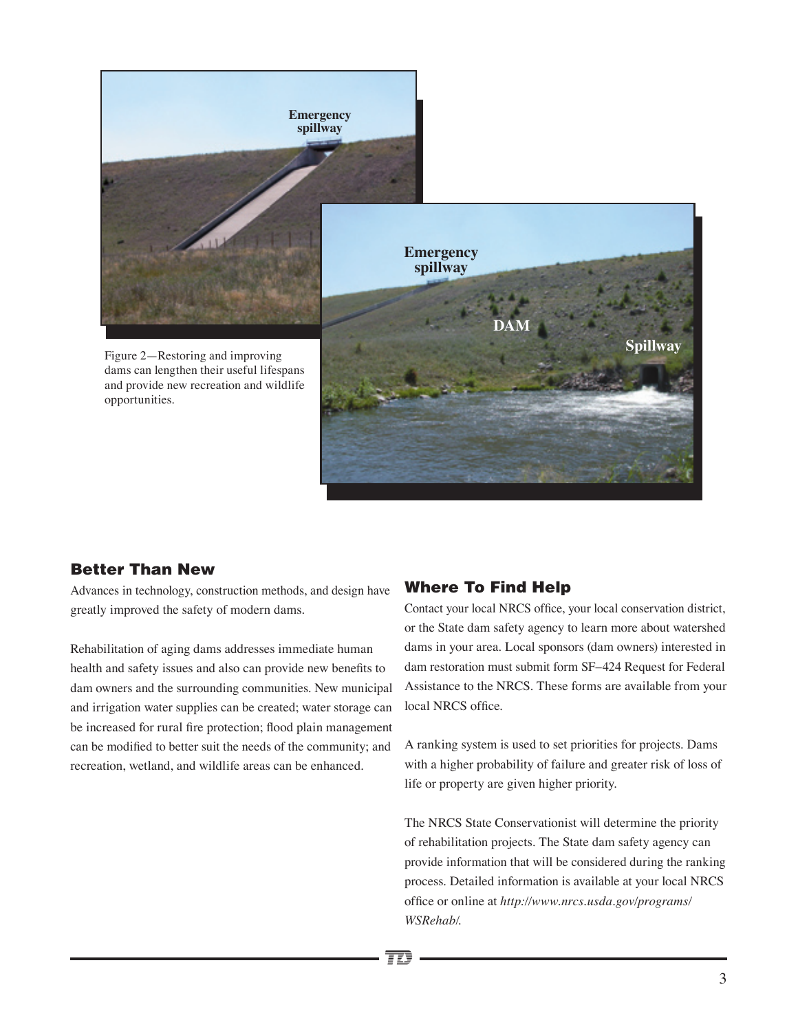Figure 2—Restoring and improving dams can lengthen their useful lifespans and provide new recreation and wildlife opportunities.

## Better Than New

Advances in technology, construction methods, and design have greatly improved the safety of modern dams.

Rehabilitation of aging dams addresses immediate human health and safety issues and also can provide new benefits to dam owners and the surrounding communities. New municipal and irrigation water supplies can be created; water storage can be increased for rural fire protection; flood plain management can be modified to better suit the needs of the community; and recreation, wetland, and wildlife areas can be enhanced.

## Where To Find Help

Contact your local NRCS office, your local conservation district, or the State dam safety agency to learn more about watershed dams in your area. Local sponsors (dam owners) interested in dam restoration must submit form SF–424 Request for Federal Assistance to the NRCS. These forms are available from your local NRCS office.

A ranking system is used to set priorities for projects. Dams with a higher probability of failure and greater risk of loss of life or property are given higher priority.

The NRCS State Conservationist will determine the priority of rehabilitation projects. The State dam safety agency can provide information that will be considered during the ranking process. Detailed information is available at your local NRCS office or online at *http://www.nrcs.usda.gov/programs/WSRehab/.*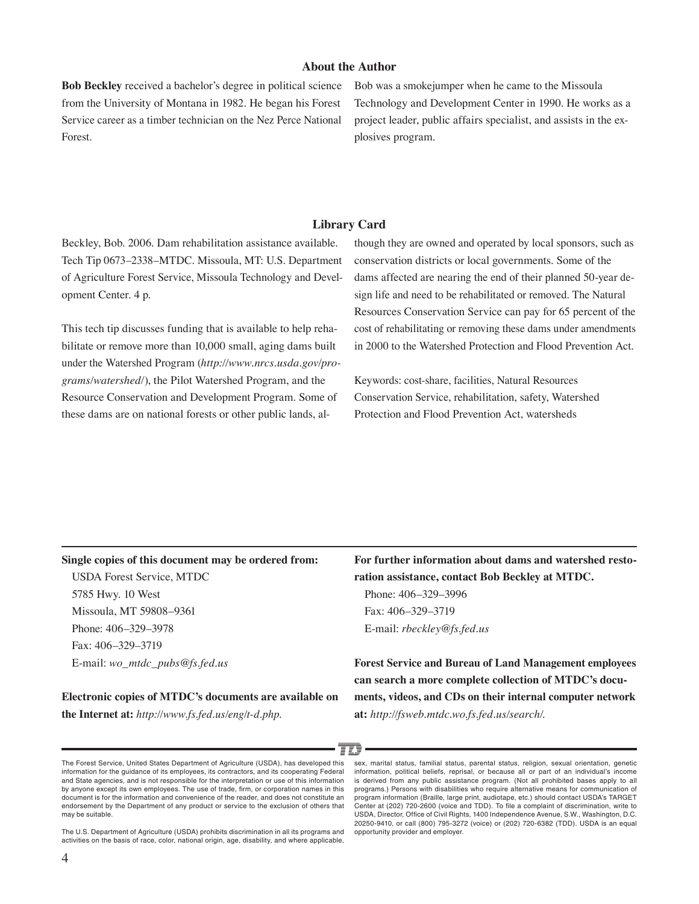## About the Author

**Bob Beckley** received a bachelor's degree in political science from the University of Montana in 1982. He began his Forest Service career as a timber technician on the Nez Perce National Forest.

Bob was a smokejumper when he came to the Missoula Technology and Development Center in 1990. He works as a project leader, public affairs specialist, and assists in the explosives program.

## Library Card

Beckley, Bob. 2006. Dam rehabilitation assistance available. Tech Tip 0673–2338–MTDC. Missoula, MT: U.S. Department of Agriculture Forest Service, Missoula Technology and Development Center. 4 p.

This tech tip discusses funding that is available to help rehabilitate or remove more than 10,000 small, aging dams built under the Watershed Program (*http://www.nrcs.usda.gov/programs/watershed/*), the Pilot Watershed Program, and the Resource Conservation and Development Program. Some of these dams are on national forests or other public lands, although they are owned and operated by local sponsors, such as conservation districts or local governments. Some of the dams affected are nearing the end of their planned 50-year design life and need to be rehabilitated or removed. The Natural Resources Conservation Service can pay for 65 percent of the cost of rehabilitating or removing these dams under amendments in 2000 to the Watershed Protection and Flood Prevention Act.

Keywords: cost-share, facilities, Natural Resources Conservation Service, rehabilitation, safety, Watershed Protection and Flood Prevention Act, watersheds

---

**Single copies of this document may be ordered from:**

USDA Forest Service, MTDC
5785 Hwy. 10 West
Missoula, MT 59808–9361
Phone: 406–329–3978
Fax: 406–329–3719
E-mail: *wo_mtdc_pubs@fs.fed.us*

**Electronic copies of MTDC's documents are available on the Internet at:** *http://www.fs.fed.us/eng/t-d.php.*

**For further information about dams and watershed restoration assistance, contact Bob Beckley at MTDC.**

Phone: 406–329–3996
Fax: 406–329–3719
E-mail: *rbeckley@fs.fed.us*

**Forest Service and Bureau of Land Management employees can search a more complete collection of MTDC's documents, videos, and CDs on their internal computer network at:** *http://fsweb.mtdc.wo.fs.fed.us/search/.*

---

The Forest Service, United States Department of Agriculture (USDA), has developed this information for the guidance of its employees, its contractors, and its cooperating Federal and State agencies, and is not responsible for the interpretation or use of this information by anyone except its own employees. The use of trade, firm, or corporation names in this document is for the information and convenience of the reader, and does not constitute an endorsement by the Department of any product or service to the exclusion of others that may be suitable.

The U.S. Department of Agriculture (USDA) prohibits discrimination in all its programs and activities on the basis of race, color, national origin, age, disability, and where applicable, sex, marital status, familial status, parental status, religion, sexual orientation, genetic information, political beliefs, reprisal, or because all or part of an individual's income is derived from any public assistance program. (Not all prohibited bases apply to all programs.) Persons with disabilities who require alternative means for communication of program information (Braille, large print, audiotape, etc.) should contact USDA's TARGET Center at (202) 720-2600 (voice and TDD). To file a complaint of discrimination, write to USDA, Director, Office of Civil Rights, 1400 Independence Avenue, S.W., Washington, D.C. 20250-9410, or call (800) 795-3272 (voice) or (202) 720-6382 (TDD). USDA is an equal opportunity provider and employer.